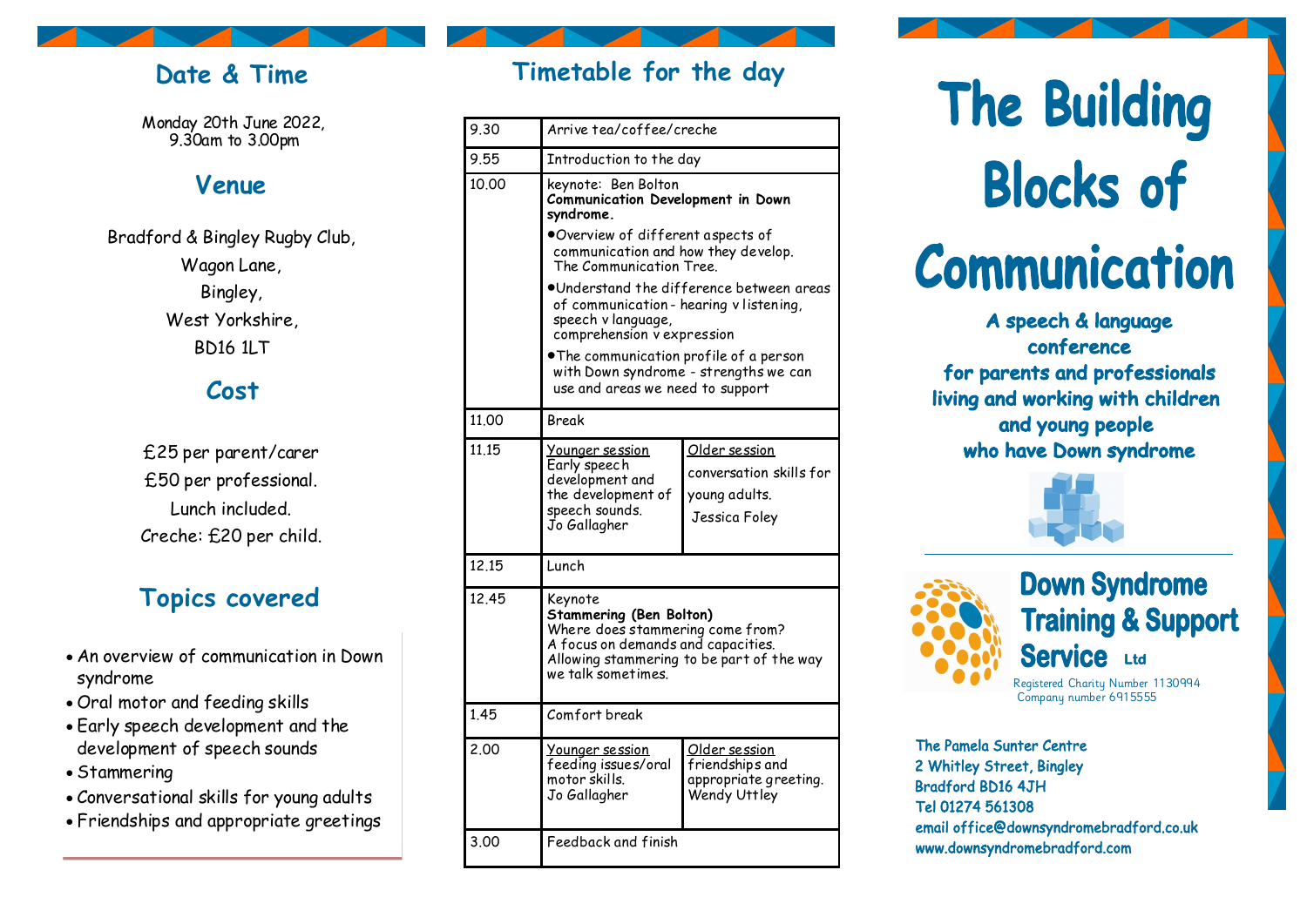## Date & Time

Monday 20th June 2022,
9.30am to 3.00pm

## Venue

Bradford & Bingley Rugby Club,
Wagon Lane,
Bingley,
West Yorkshire,
BD16 1LT

## Cost

£25 per parent/carer
£50 per professional.
Lunch included.
Creche: £20 per child.

## Topics covered

- An overview of communication in Down syndrome
- Oral motor and feeding skills
- Early speech development and the development of speech sounds
- Stammering
- Conversational skills for young adults
- Friendships and appropriate greetings

## Timetable for the day

| | | |
|---|---|---|
| 9.30 | Arrive tea/coffee/creche | |
| 9.55 | Introduction to the day | |
| 10.00 | keynote: Ben Bolton **Communication Development in Down syndrome.** • Overview of different aspects of communication and how they develop. The Communication Tree. • Understand the difference between areas of communication - hearing v listening, speech v language, comprehension v expression • The communication profile of a person with Down syndrome - strengths we can use and areas we need to support | |
| 11.00 | Break | |
| 11.15 | Younger session Early speech development and the development of speech sounds. Jo Gallagher | Older session conversation skills for young adults. Jessica Foley |
| 12.15 | Lunch | |
| 12.45 | Keynote **Stammering (Ben Bolton)** Where does stammering come from? A focus on demands and capacities. Allowing stammering to be part of the way we talk sometimes. | |
| 1.45 | Comfort break | |
| 2.00 | Younger session feeding issues/oral motor skills. Jo Gallagher | Older session friendships and appropriate greeting. Wendy Uttley |
| 3.00 | Feedback and finish | |

# The Building Blocks of Communication

**A speech & language conference for parents and professionals living and working with children and young people who have Down syndrome**

**Down Syndrome Training & Support Service Ltd**

Registered Charity Number 1130994
Company number 6915555

**The Pamela Sunter Centre**
**2 Whitley Street, Bingley**
**Bradford BD16 4JH**
**Tel 01274 561308**
**email office@downsyndromebradford.co.uk**
**www.downsyndromebradford.com**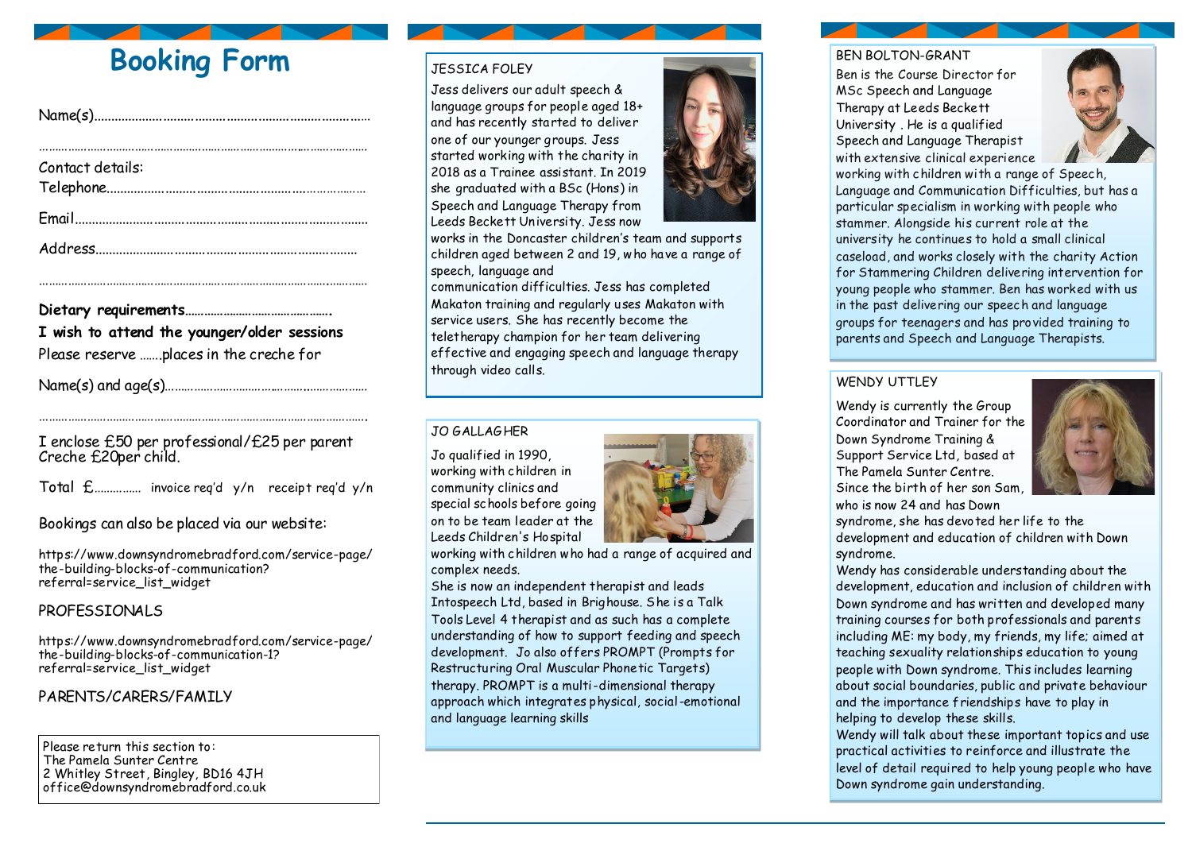# Booking Form

Name(s)........................................................................................

........................................................................................................

Contact details:

Telephone.....................................................................................

Email...........................................................................................

Address.....................................................................................

........................................................................................................

**Dietary requirements.........................................**

**I wish to attend the younger/older sessions**

Please reserve .......places in the creche for

Name(s) and age(s)......................................................................

........................................................................................................

I enclose £50 per professional/£25 per parent
Creche £20per child.

Total £.............. invoice req'd y/n receipt req'd y/n

Bookings can also be placed via our website:

https://www.downsyndromebradford.com/service-page/the-building-blocks-of-communication?referral=service_list_widget

PROFESSIONALS

https://www.downsyndromebradford.com/service-page/the-building-blocks-of-communication-1?referral=service_list_widget

PARENTS/CARERS/FAMILY

Please return this section to:
The Pamela Sunter Centre
2 Whitley Street, Bingley, BD16 4JH
office@downsyndromebradford.co.uk

## JESSICA FOLEY

Jess delivers our adult speech & language groups for people aged 18+ and has recently started to deliver one of our younger groups. Jess started working with the charity in 2018 as a Trainee assistant. In 2019 she graduated with a BSc (Hons) in Speech and Language Therapy from Leeds Beckett University. Jess now works in the Doncaster children's team and supports children aged between 2 and 19, who have a range of speech, language and communication difficulties. Jess has completed Makaton training and regularly uses Makaton with service users. She has recently become the teletherapy champion for her team delivering effective and engaging speech and language therapy through video calls.

## JO GALLAGHER

Jo qualified in 1990, working with children in community clinics and special schools before going on to be team leader at the Leeds Children's Hospital working with children who had a range of acquired and complex needs.

She is now an independent therapist and leads Intospeech Ltd, based in Brighouse. She is a Talk Tools Level 4 therapist and as such has a complete understanding of how to support feeding and speech development. Jo also offers PROMPT (Prompts for Restructuring Oral Muscular Phonetic Targets) therapy. PROMPT is a multi-dimensional therapy approach which integrates physical, social-emotional and language learning skills

## BEN BOLTON-GRANT

Ben is the Course Director for MSc Speech and Language Therapy at Leeds Beckett University . He is a qualified Speech and Language Therapist with extensive clinical experience working with children with a range of Speech, Language and Communication Difficulties, but has a particular specialism in working with people who stammer. Alongside his current role at the university he continues to hold a small clinical caseload, and works closely with the charity Action for Stammering Children delivering intervention for young people who stammer. Ben has worked with us in the past delivering our speech and language groups for teenagers and has provided training to parents and Speech and Language Therapists.

## WENDY UTTLEY

Wendy is currently the Group Coordinator and Trainer for the Down Syndrome Training & Support Service Ltd, based at The Pamela Sunter Centre. Since the birth of her son Sam, who is now 24 and has Down syndrome, she has devoted her life to the development and education of children with Down syndrome.

Wendy has considerable understanding about the development, education and inclusion of children with Down syndrome and has written and developed many training courses for both professionals and parents including ME: my body, my friends, my life; aimed at teaching sexuality relationships education to young people with Down syndrome. This includes learning about social boundaries, public and private behaviour and the importance friendships have to play in helping to develop these skills.

Wendy will talk about these important topics and use practical activities to reinforce and illustrate the level of detail required to help young people who have Down syndrome gain understanding.